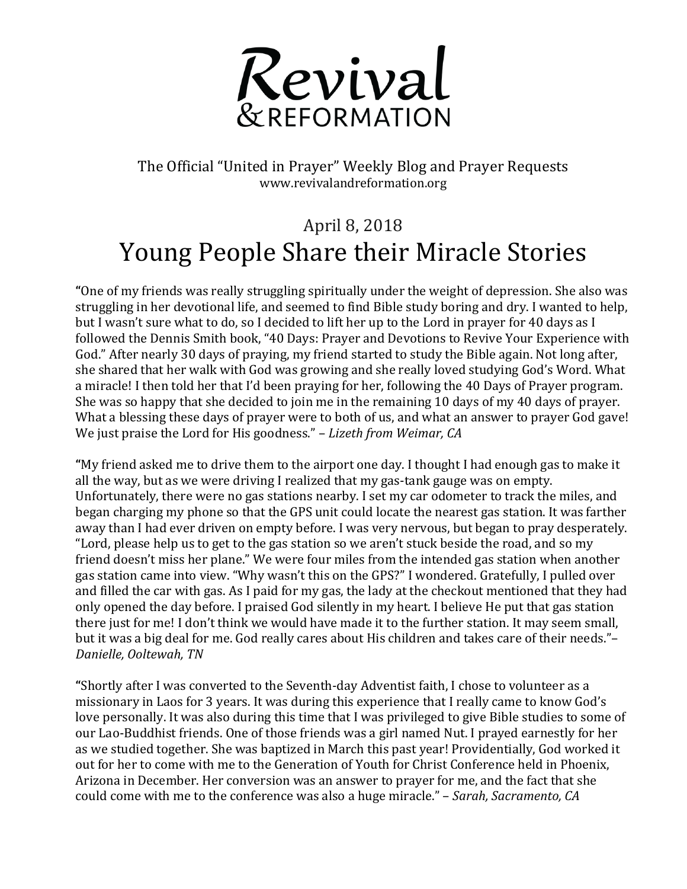# Revival & REFORMATION

The Official "United in Prayer" Weekly Blog and Prayer Requests
www.revivalandreformation.org

## April 8, 2018

# Young People Share their Miracle Stories

"One of my friends was really struggling spiritually under the weight of depression. She also was struggling in her devotional life, and seemed to find Bible study boring and dry. I wanted to help, but I wasn't sure what to do, so I decided to lift her up to the Lord in prayer for 40 days as I followed the Dennis Smith book, "40 Days: Prayer and Devotions to Revive Your Experience with God." After nearly 30 days of praying, my friend started to study the Bible again. Not long after, she shared that her walk with God was growing and she really loved studying God's Word. What a miracle! I then told her that I'd been praying for her, following the 40 Days of Prayer program. She was so happy that she decided to join me in the remaining 10 days of my 40 days of prayer. What a blessing these days of prayer were to both of us, and what an answer to prayer God gave! We just praise the Lord for His goodness." – *Lizeth from Weimar, CA*

"My friend asked me to drive them to the airport one day. I thought I had enough gas to make it all the way, but as we were driving I realized that my gas-tank gauge was on empty. Unfortunately, there were no gas stations nearby. I set my car odometer to track the miles, and began charging my phone so that the GPS unit could locate the nearest gas station. It was farther away than I had ever driven on empty before. I was very nervous, but began to pray desperately. "Lord, please help us to get to the gas station so we aren't stuck beside the road, and so my friend doesn't miss her plane." We were four miles from the intended gas station when another gas station came into view. "Why wasn't this on the GPS?" I wondered. Gratefully, I pulled over and filled the car with gas. As I paid for my gas, the lady at the checkout mentioned that they had only opened the day before. I praised God silently in my heart. I believe He put that gas station there just for me! I don't think we would have made it to the further station. It may seem small, but it was a big deal for me. God really cares about His children and takes care of their needs."– *Danielle, Ooltewah, TN*

"Shortly after I was converted to the Seventh-day Adventist faith, I chose to volunteer as a missionary in Laos for 3 years. It was during this experience that I really came to know God's love personally. It was also during this time that I was privileged to give Bible studies to some of our Lao-Buddhist friends. One of those friends was a girl named Nut. I prayed earnestly for her as we studied together. She was baptized in March this past year! Providentially, God worked it out for her to come with me to the Generation of Youth for Christ Conference held in Phoenix, Arizona in December. Her conversion was an answer to prayer for me, and the fact that she could come with me to the conference was also a huge miracle." – *Sarah, Sacramento, CA*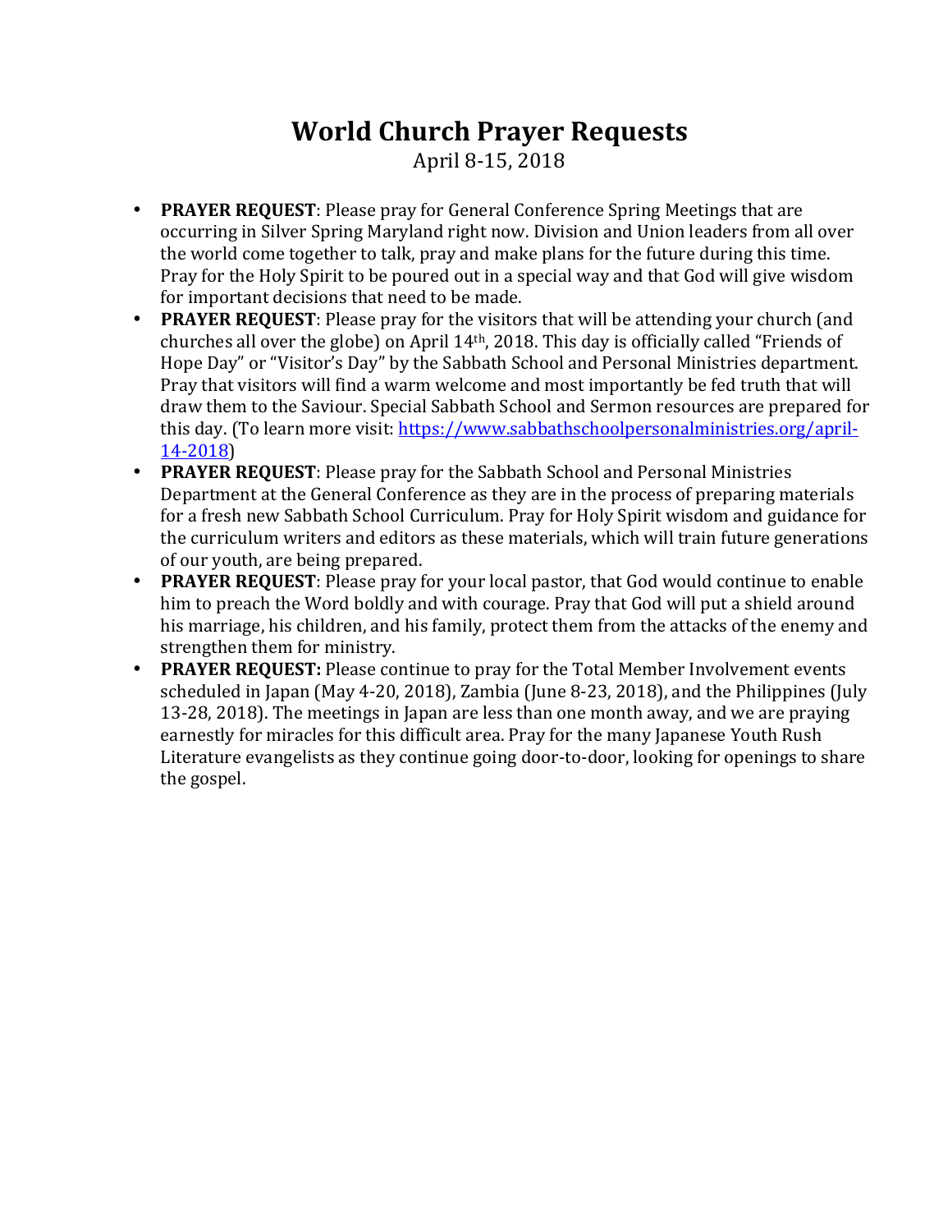# World Church Prayer Requests

April 8-15, 2018

- **PRAYER REQUEST**: Please pray for General Conference Spring Meetings that are occurring in Silver Spring Maryland right now. Division and Union leaders from all over the world come together to talk, pray and make plans for the future during this time. Pray for the Holy Spirit to be poured out in a special way and that God will give wisdom for important decisions that need to be made.
- **PRAYER REQUEST**: Please pray for the visitors that will be attending your church (and churches all over the globe) on April 14th, 2018. This day is officially called "Friends of Hope Day" or "Visitor's Day" by the Sabbath School and Personal Ministries department. Pray that visitors will find a warm welcome and most importantly be fed truth that will draw them to the Saviour. Special Sabbath School and Sermon resources are prepared for this day. (To learn more visit: [https://www.sabbathschoolpersonalministries.org/april-14-2018](https://www.sabbathschoolpersonalministries.org/april-14-2018))
- **PRAYER REQUEST**: Please pray for the Sabbath School and Personal Ministries Department at the General Conference as they are in the process of preparing materials for a fresh new Sabbath School Curriculum. Pray for Holy Spirit wisdom and guidance for the curriculum writers and editors as these materials, which will train future generations of our youth, are being prepared.
- **PRAYER REQUEST**: Please pray for your local pastor, that God would continue to enable him to preach the Word boldly and with courage. Pray that God will put a shield around his marriage, his children, and his family, protect them from the attacks of the enemy and strengthen them for ministry.
- **PRAYER REQUEST:** Please continue to pray for the Total Member Involvement events scheduled in Japan (May 4-20, 2018), Zambia (June 8-23, 2018), and the Philippines (July 13-28, 2018). The meetings in Japan are less than one month away, and we are praying earnestly for miracles for this difficult area. Pray for the many Japanese Youth Rush Literature evangelists as they continue going door-to-door, looking for openings to share the gospel.